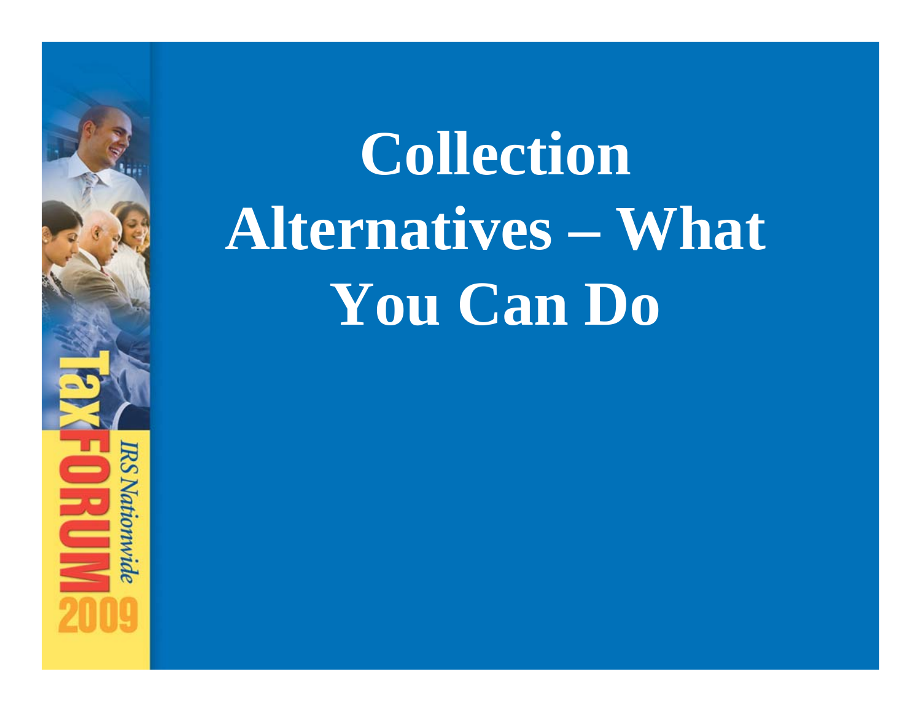# Collection Alternatives – What You Can Do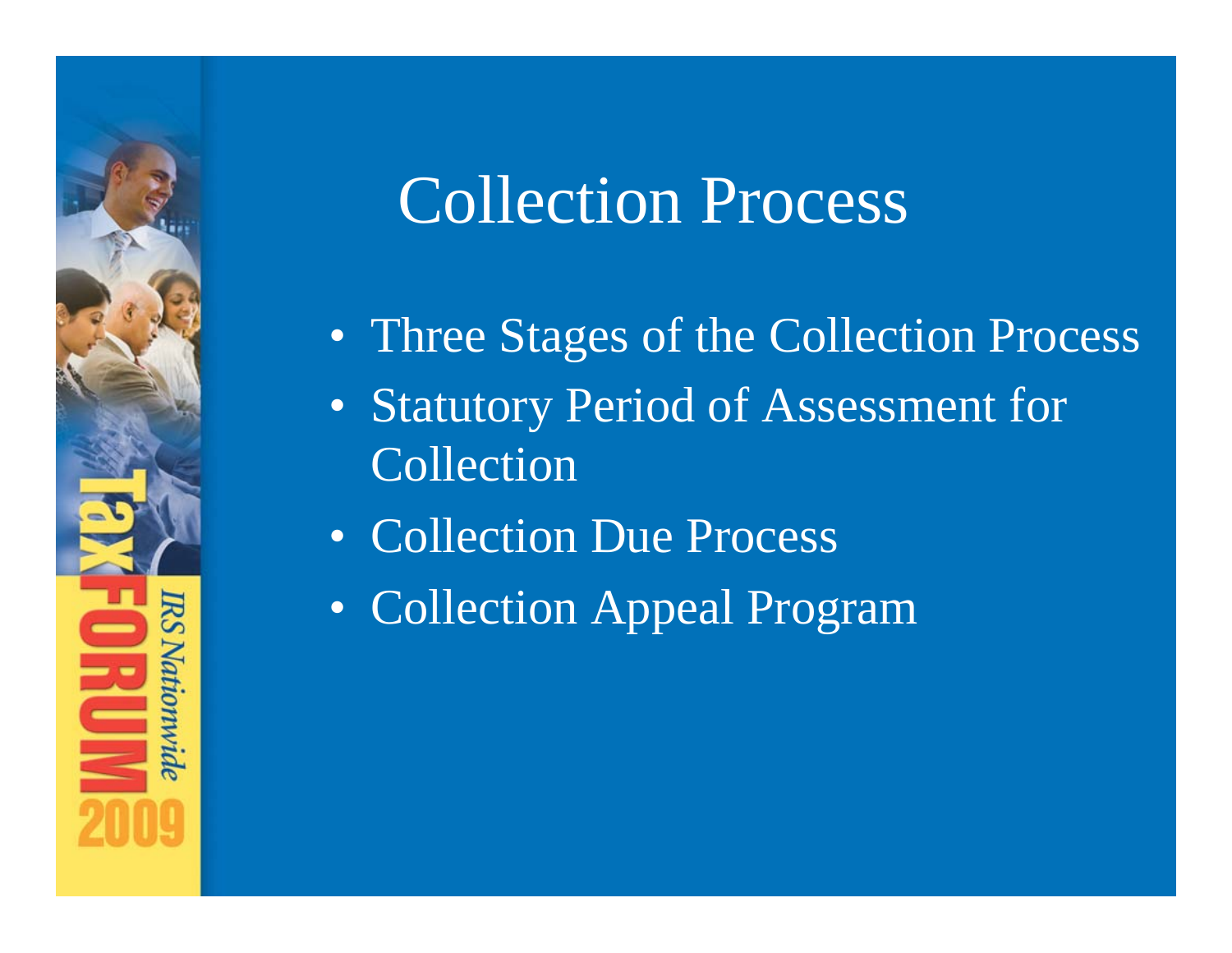# Collection Process

- Three Stages of the Collection Process
- Statutory Period of Assessment for Collection
- Collection Due Process
- Collection Appeal Program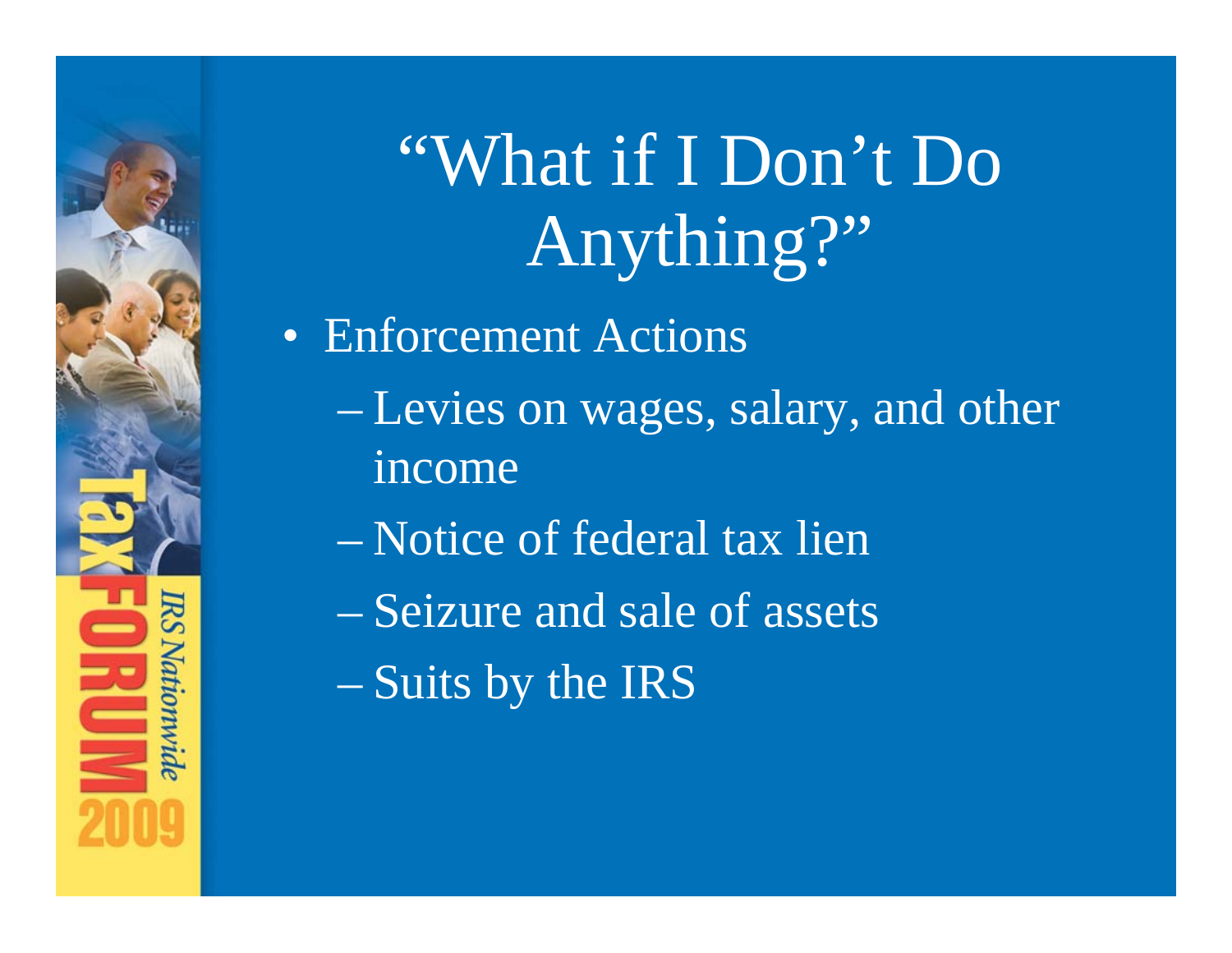# "What if I Don't Do Anything?"

- Enforcement Actions
  - Levies on wages, salary, and other income
  - Notice of federal tax lien
  - Seizure and sale of assets
  - Suits by the IRS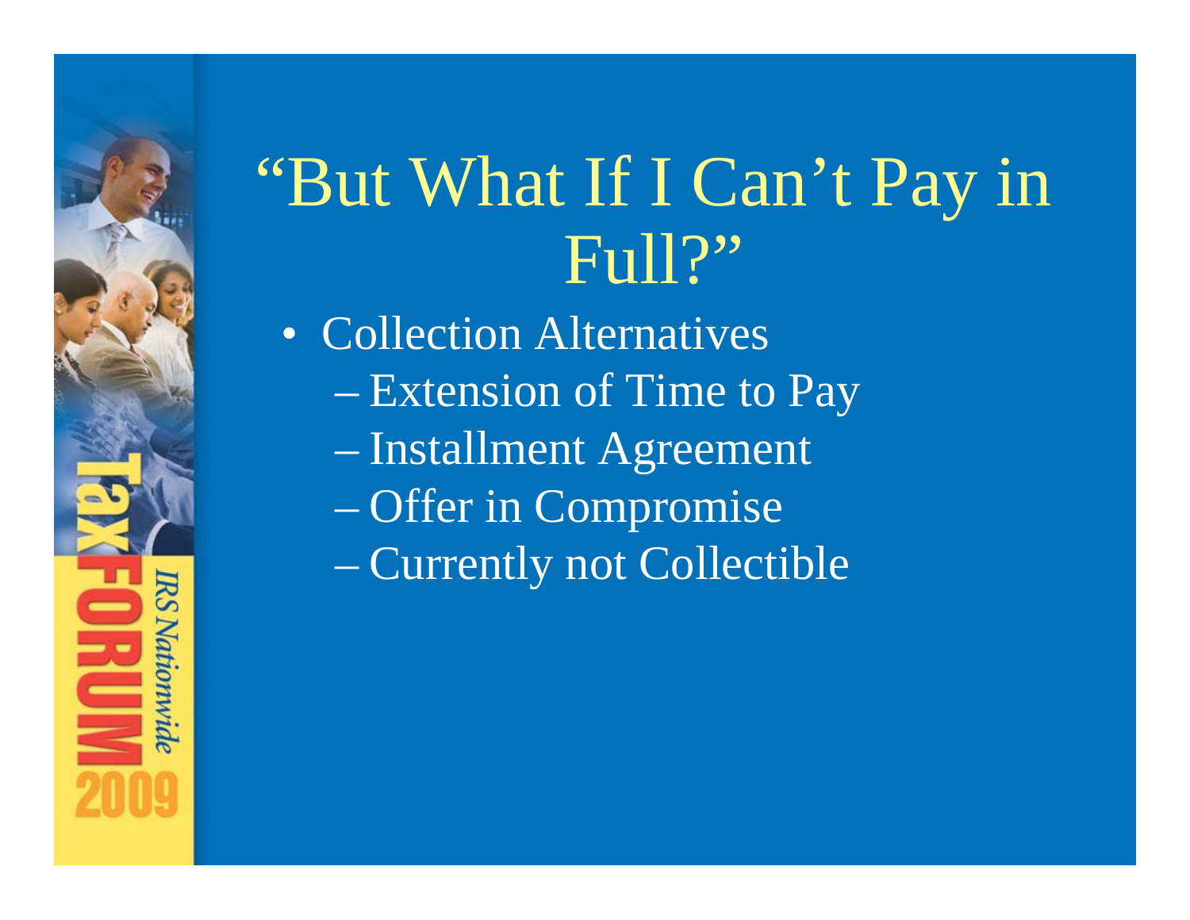# "But What If I Can't Pay in Full?"

- Collection Alternatives
  - Extension of Time to Pay
  - Installment Agreement
  - Offer in Compromise
  - Currently not Collectible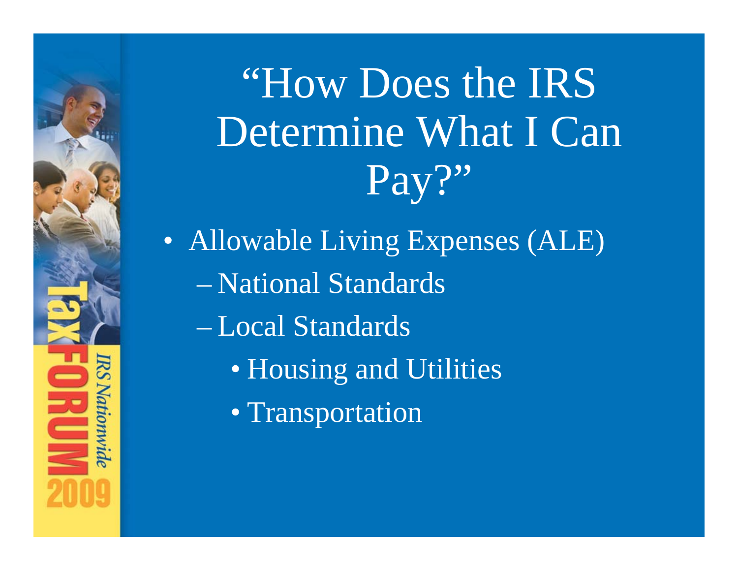# "How Does the IRS Determine What I Can Pay?"

- Allowable Living Expenses (ALE)
  - National Standards
  - Local Standards
    - Housing and Utilities
    - Transportation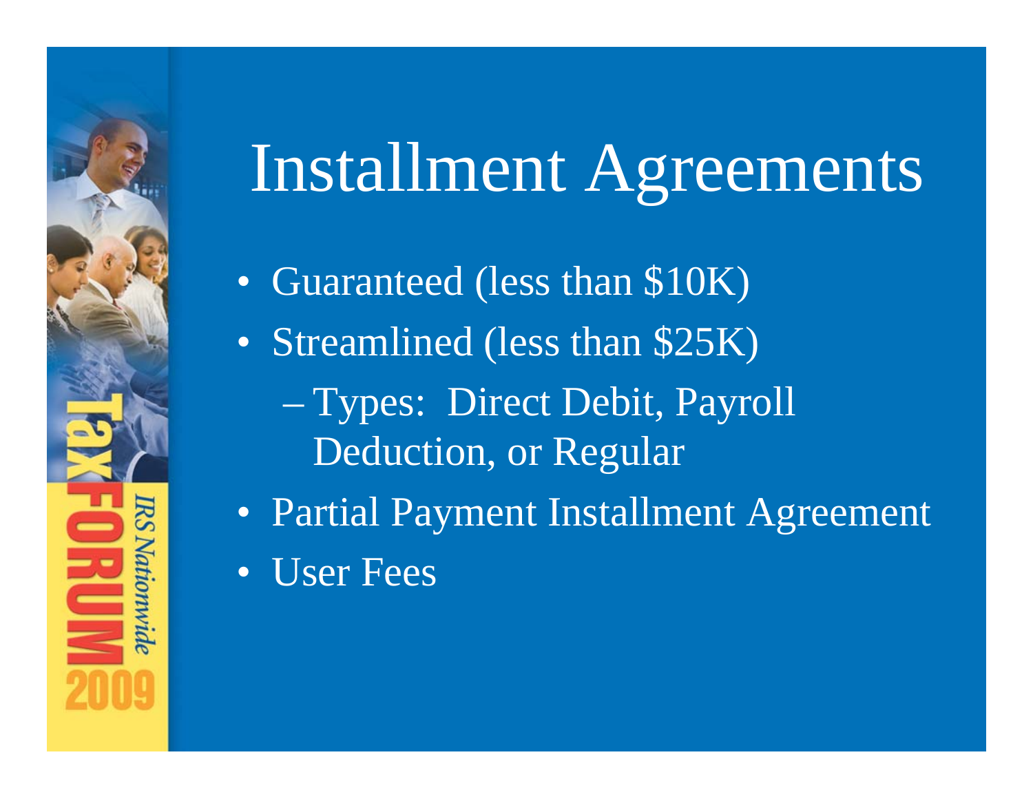# Installment Agreements

- Guaranteed (less than $10K)
- Streamlined (less than $25K)
  - Types: Direct Debit, Payroll Deduction, or Regular
- Partial Payment Installment Agreement
- User Fees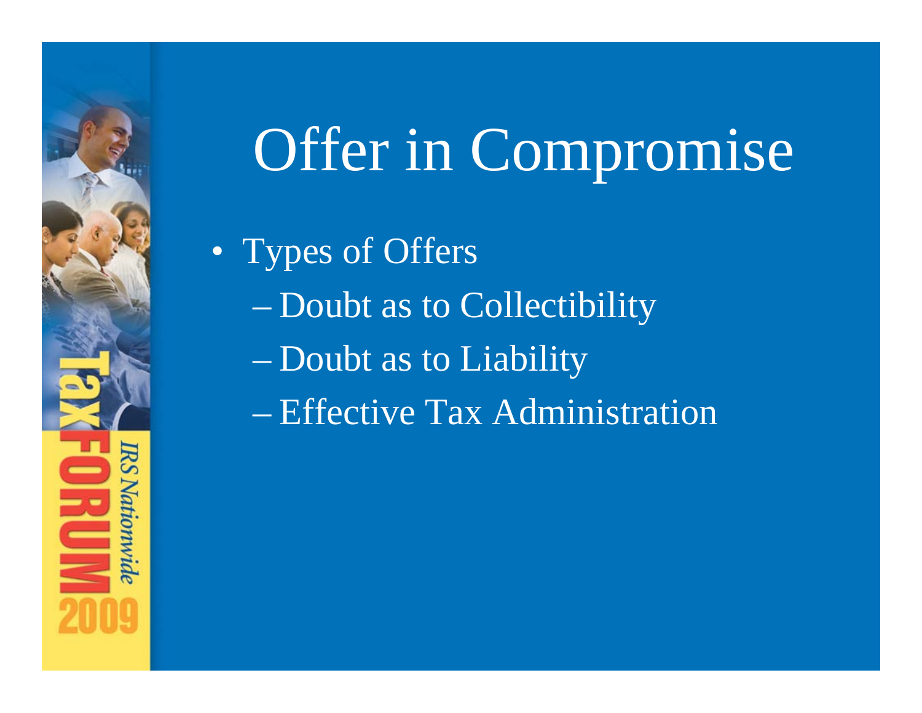# Offer in Compromise

- Types of Offers
  - Doubt as to Collectibility
  - Doubt as to Liability
  - Effective Tax Administration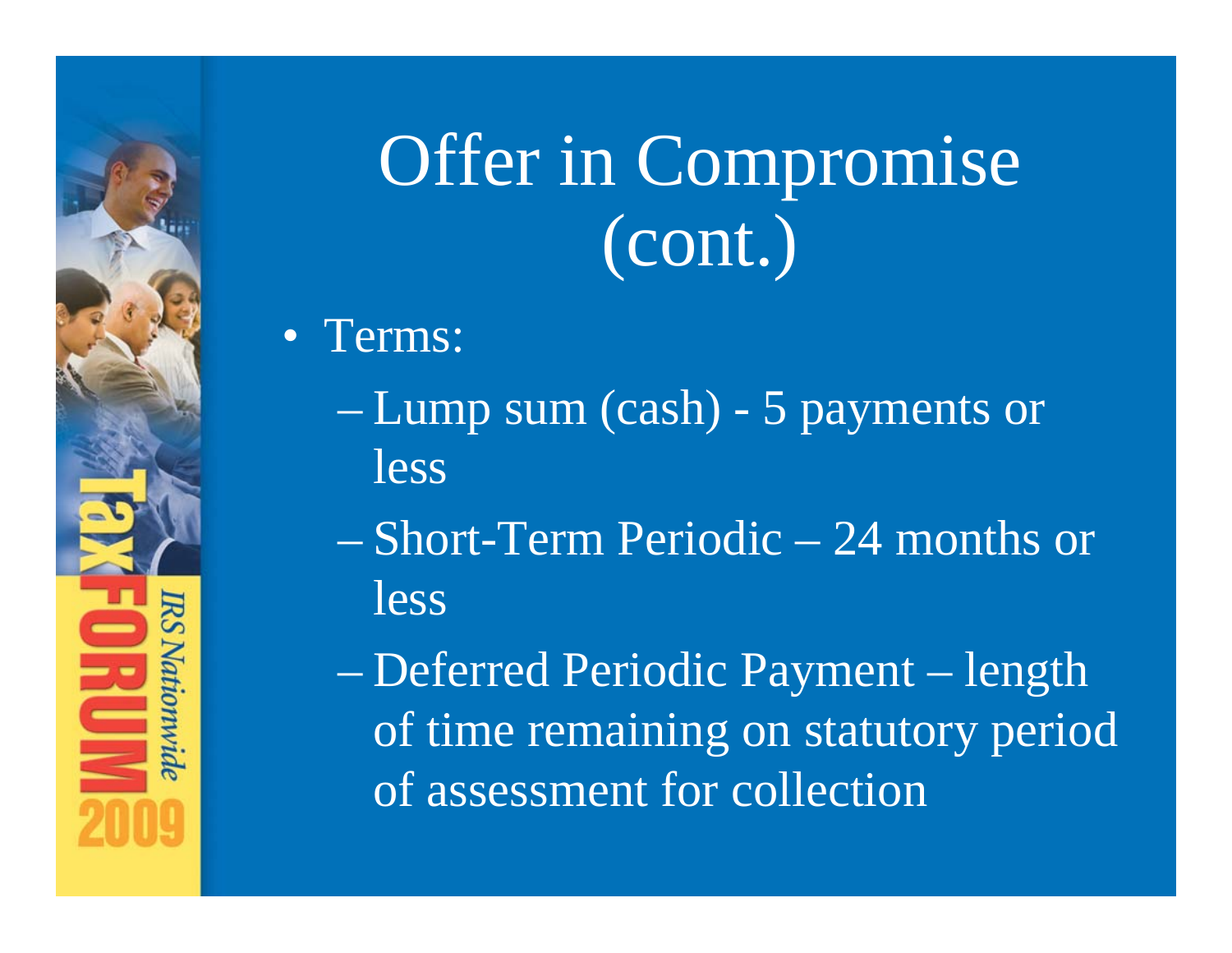# Offer in Compromise (cont.)

- Terms:
  - Lump sum (cash) - 5 payments or less
  - Short-Term Periodic – 24 months or less
  - Deferred Periodic Payment – length of time remaining on statutory period of assessment for collection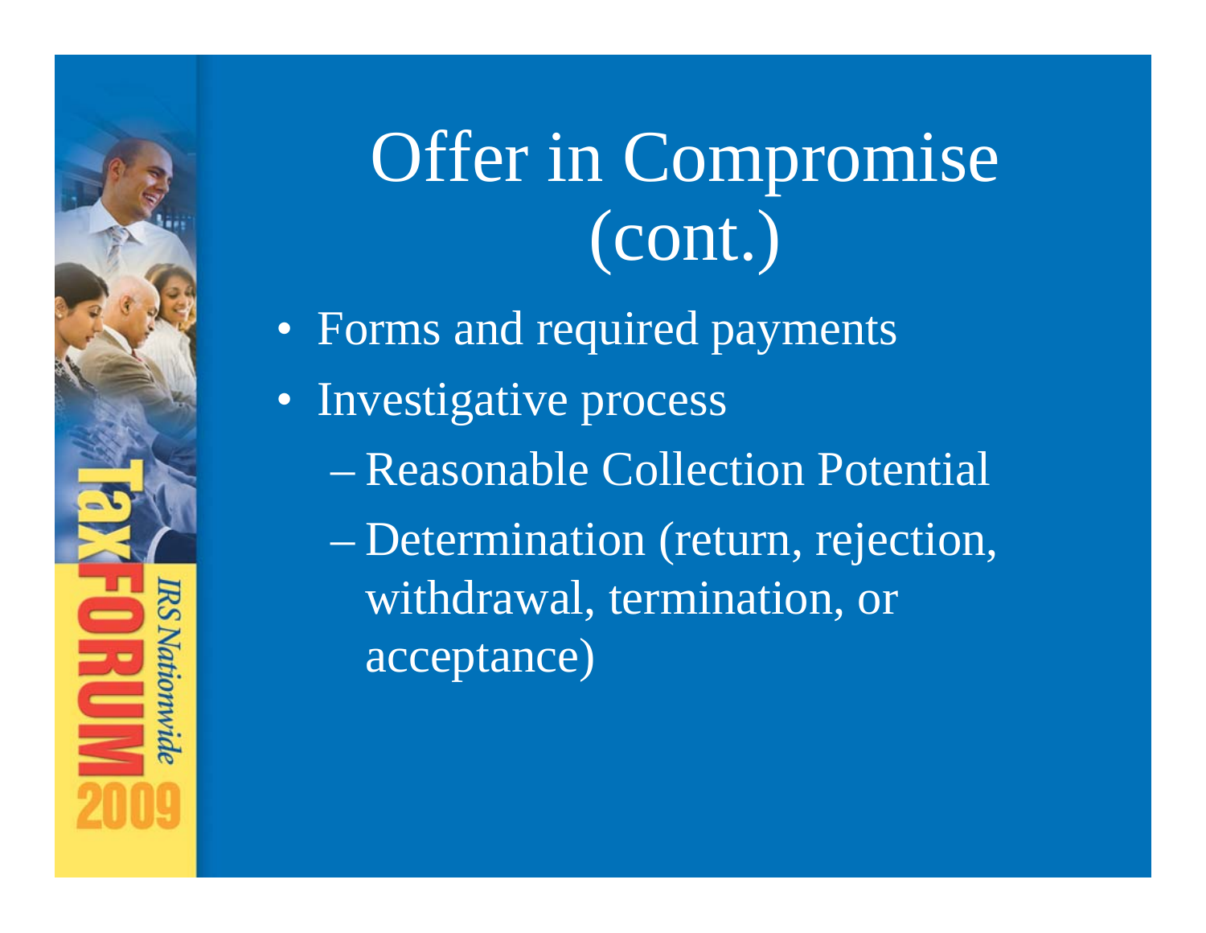# Offer in Compromise (cont.)

- Forms and required payments
- Investigative process
  - Reasonable Collection Potential
  - Determination (return, rejection, withdrawal, termination, or acceptance)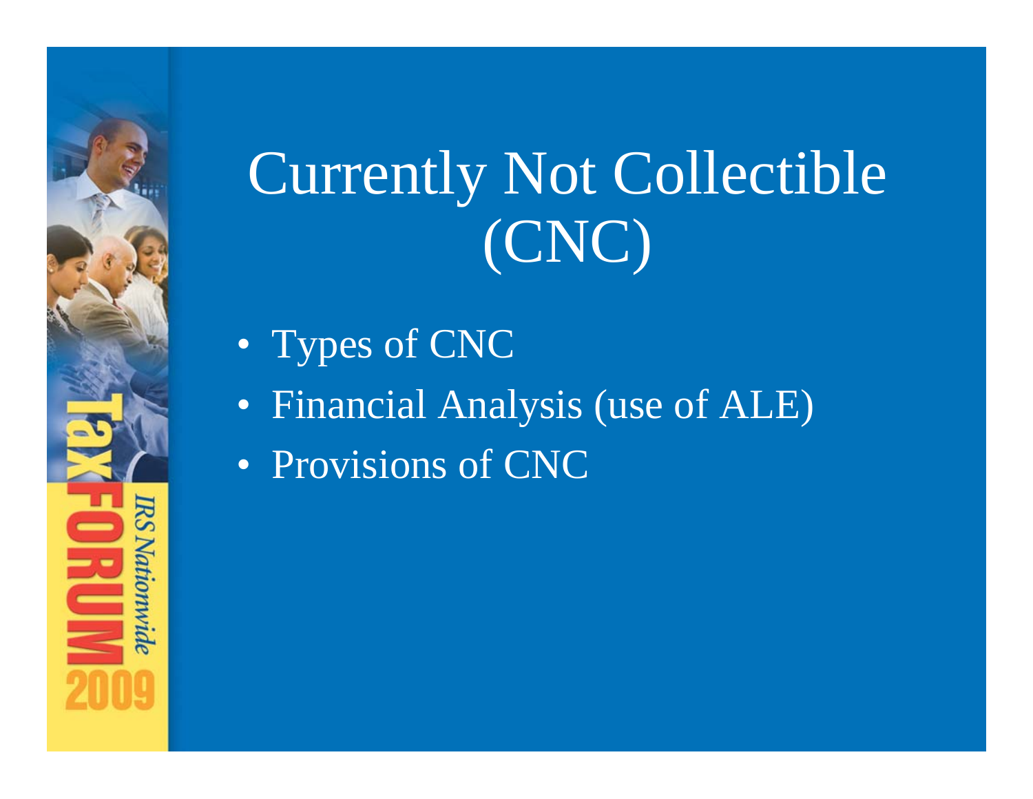# Currently Not Collectible (CNC)

- Types of CNC
- Financial Analysis (use of ALE)
- Provisions of CNC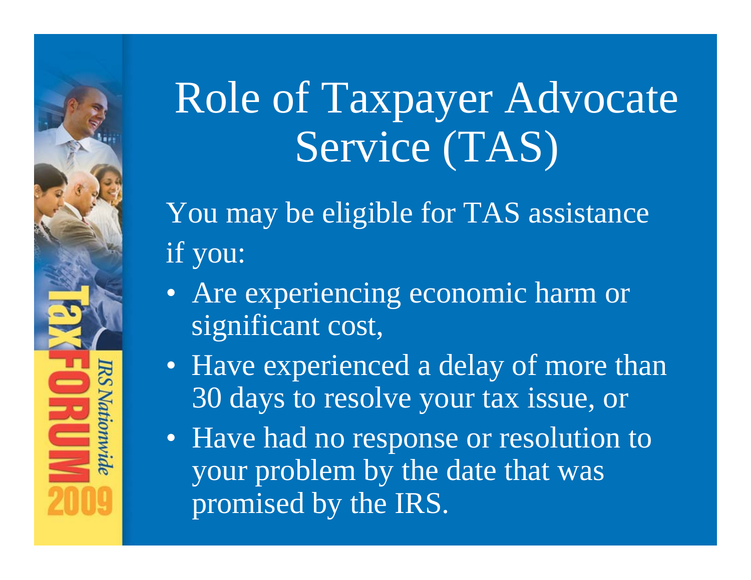# Role of Taxpayer Advocate Service (TAS)

You may be eligible for TAS assistance if you:

- Are experiencing economic harm or significant cost,
- Have experienced a delay of more than 30 days to resolve your tax issue, or
- Have had no response or resolution to your problem by the date that was promised by the IRS.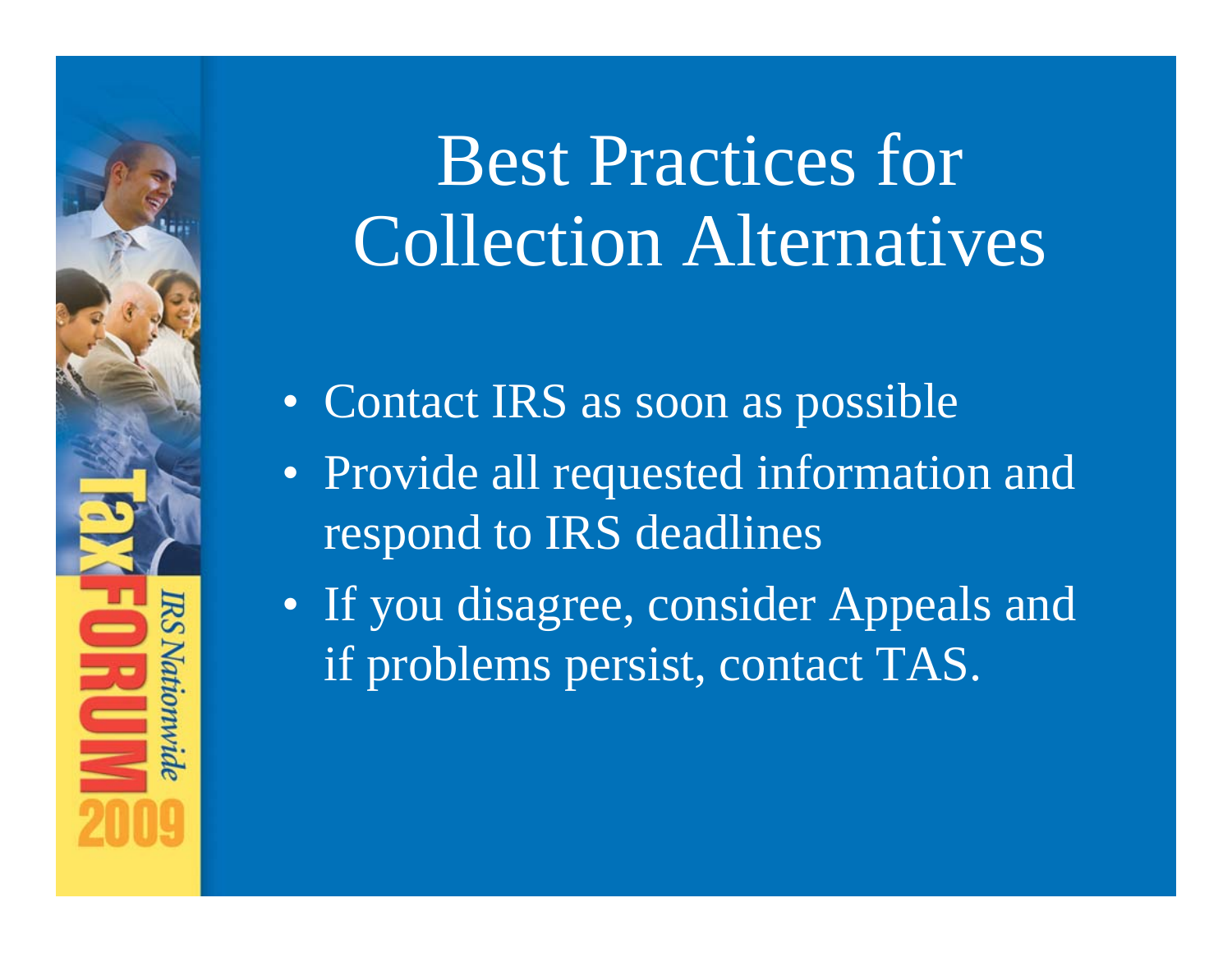# Best Practices for Collection Alternatives

- Contact IRS as soon as possible
- Provide all requested information and respond to IRS deadlines
- If you disagree, consider Appeals and if problems persist, contact TAS.